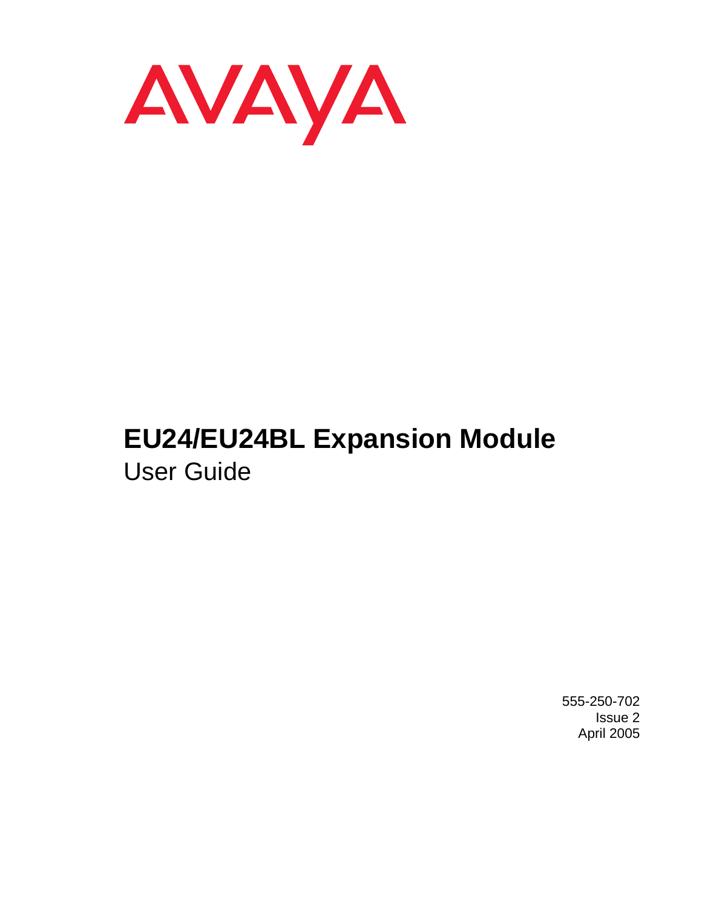AVAYA

# EU24/EU24BL Expansion Module

User Guide

555-250-702
Issue 2
April 2005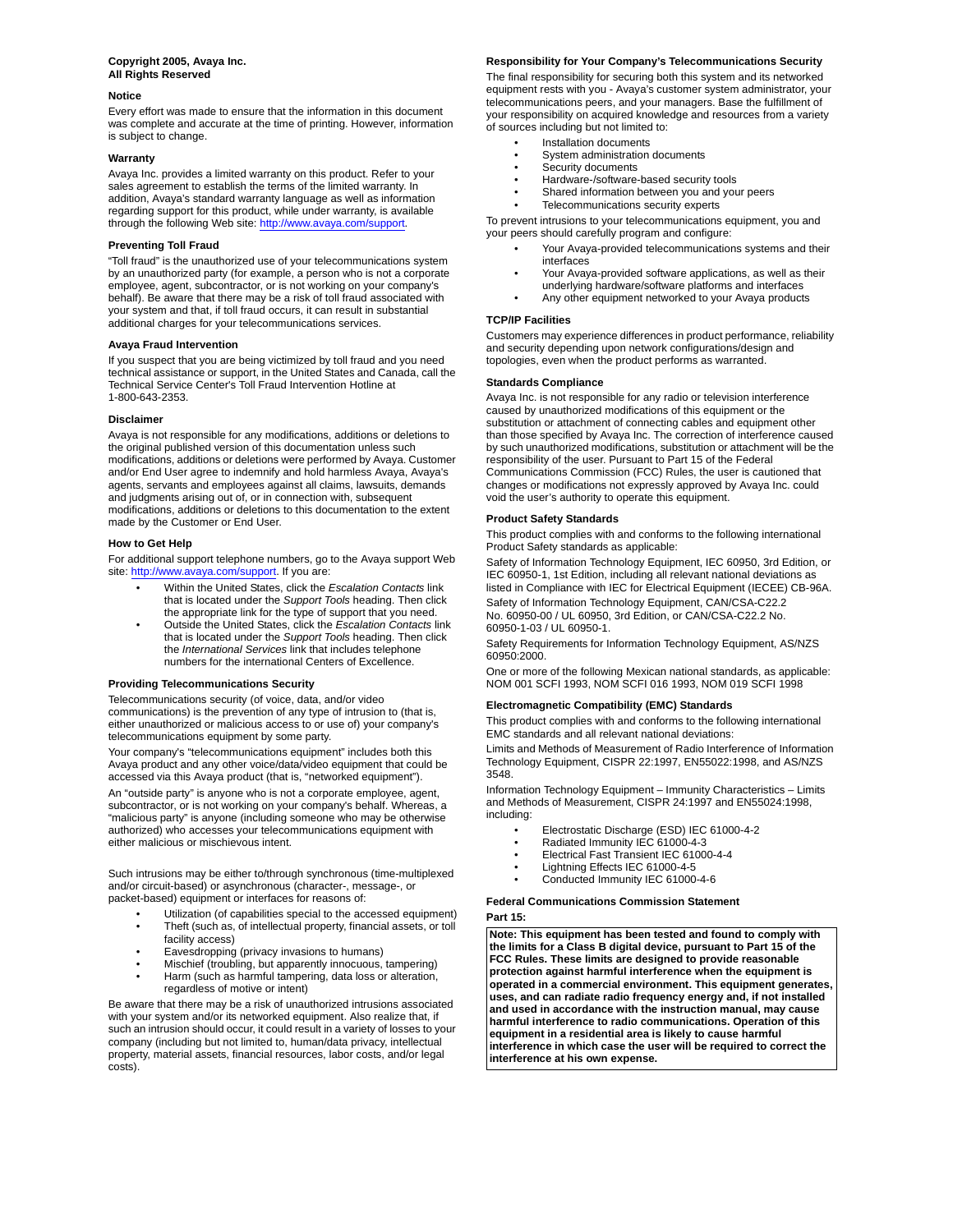**Copyright 2005, Avaya Inc.**
**All Rights Reserved**

### Notice

Every effort was made to ensure that the information in this document was complete and accurate at the time of printing. However, information is subject to change.

### Warranty

Avaya Inc. provides a limited warranty on this product. Refer to your sales agreement to establish the terms of the limited warranty. In addition, Avaya's standard warranty language as well as information regarding support for this product, while under warranty, is available through the following Web site: http://www.avaya.com/support.

### Preventing Toll Fraud

"Toll fraud" is the unauthorized use of your telecommunications system by an unauthorized party (for example, a person who is not a corporate employee, agent, subcontractor, or is not working on your company's behalf). Be aware that there may be a risk of toll fraud associated with your system and that, if toll fraud occurs, it can result in substantial additional charges for your telecommunications services.

### Avaya Fraud Intervention

If you suspect that you are being victimized by toll fraud and you need technical assistance or support, in the United States and Canada, call the Technical Service Center's Toll Fraud Intervention Hotline at 1-800-643-2353.

### Disclaimer

Avaya is not responsible for any modifications, additions or deletions to the original published version of this documentation unless such modifications, additions or deletions were performed by Avaya. Customer and/or End User agree to indemnify and hold harmless Avaya, Avaya's agents, servants and employees against all claims, lawsuits, demands and judgments arising out of, or in connection with, subsequent modifications, additions or deletions to this documentation to the extent made by the Customer or End User.

### How to Get Help

For additional support telephone numbers, go to the Avaya support Web site: http://www.avaya.com/support. If you are:

- Within the United States, click the *Escalation Contacts* link that is located under the *Support Tools* heading. Then click the appropriate link for the type of support that you need.
- Outside the United States, click the *Escalation Contacts* link that is located under the *Support Tools* heading. Then click the *International Services* link that includes telephone numbers for the international Centers of Excellence.

### Providing Telecommunications Security

Telecommunications security (of voice, data, and/or video communications) is the prevention of any type of intrusion to (that is, either unauthorized or malicious access to or use of) your company's telecommunications equipment by some party.

Your company's "telecommunications equipment" includes both this Avaya product and any other voice/data/video equipment that could be accessed via this Avaya product (that is, "networked equipment").

An "outside party" is anyone who is not a corporate employee, agent, subcontractor, or is not working on your company's behalf. Whereas, a "malicious party" is anyone (including someone who may be otherwise authorized) who accesses your telecommunications equipment with either malicious or mischievous intent.

Such intrusions may be either to/through synchronous (time-multiplexed and/or circuit-based) or asynchronous (character-, message-, or packet-based) equipment or interfaces for reasons of:

- Utilization (of capabilities special to the accessed equipment)
- Theft (such as, of intellectual property, financial assets, or toll facility access)
- Eavesdropping (privacy invasions to humans)
- Mischief (troubling, but apparently innocuous, tampering)
- Harm (such as harmful tampering, data loss or alteration, regardless of motive or intent)

Be aware that there may be a risk of unauthorized intrusions associated with your system and/or its networked equipment. Also realize that, if such an intrusion should occur, it could result in a variety of losses to your company (including but not limited to, human/data privacy, intellectual property, material assets, financial resources, labor costs, and/or legal costs).

### Responsibility for Your Company's Telecommunications Security

The final responsibility for securing both this system and its networked equipment rests with you - Avaya's customer system administrator, your telecommunications peers, and your managers. Base the fulfillment of your responsibility on acquired knowledge and resources from a variety of sources including but not limited to:

- Installation documents
- System administration documents
- Security documents
- Hardware-/software-based security tools
- Shared information between you and your peers
- Telecommunications security experts

To prevent intrusions to your telecommunications equipment, you and your peers should carefully program and configure:

- Your Avaya-provided telecommunications systems and their interfaces
- Your Avaya-provided software applications, as well as their underlying hardware/software platforms and interfaces
- Any other equipment networked to your Avaya products

### TCP/IP Facilities

Customers may experience differences in product performance, reliability and security depending upon network configurations/design and topologies, even when the product performs as warranted.

### Standards Compliance

Avaya Inc. is not responsible for any radio or television interference caused by unauthorized modifications of this equipment or the substitution or attachment of connecting cables and equipment other than those specified by Avaya Inc. The correction of interference caused by such unauthorized modifications, substitution or attachment will be the responsibility of the user. Pursuant to Part 15 of the Federal Communications Commission (FCC) Rules, the user is cautioned that changes or modifications not expressly approved by Avaya Inc. could void the user's authority to operate this equipment.

### Product Safety Standards

This product complies with and conforms to the following international Product Safety standards as applicable:

Safety of Information Technology Equipment, IEC 60950, 3rd Edition, or IEC 60950-1, 1st Edition, including all relevant national deviations as listed in Compliance with IEC for Electrical Equipment (IECEE) CB-96A.

Safety of Information Technology Equipment, CAN/CSA-C22.2 No. 60950-00 / UL 60950, 3rd Edition, or CAN/CSA-C22.2 No. 60950-1-03 / UL 60950-1.

Safety Requirements for Information Technology Equipment, AS/NZS 60950:2000.

One or more of the following Mexican national standards, as applicable: NOM 001 SCFI 1993, NOM SCFI 016 1993, NOM 019 SCFI 1998

### Electromagnetic Compatibility (EMC) Standards

This product complies with and conforms to the following international EMC standards and all relevant national deviations:

Limits and Methods of Measurement of Radio Interference of Information Technology Equipment, CISPR 22:1997, EN55022:1998, and AS/NZS 3548.

Information Technology Equipment – Immunity Characteristics – Limits and Methods of Measurement, CISPR 24:1997 and EN55024:1998, including:

- Electrostatic Discharge (ESD) IEC 61000-4-2
- Radiated Immunity IEC 61000-4-3
- Electrical Fast Transient IEC 61000-4-4
- Lightning Effects IEC 61000-4-5
- Conducted Immunity IEC 61000-4-6

### Federal Communications Commission Statement

**Part 15:**

**Note: This equipment has been tested and found to comply with the limits for a Class B digital device, pursuant to Part 15 of the FCC Rules. These limits are designed to provide reasonable protection against harmful interference when the equipment is operated in a commercial environment. This equipment generates, uses, and can radiate radio frequency energy and, if not installed and used in accordance with the instruction manual, may cause harmful interference to radio communications. Operation of this equipment in a residential area is likely to cause harmful interference in which case the user will be required to correct the interference at his own expense.**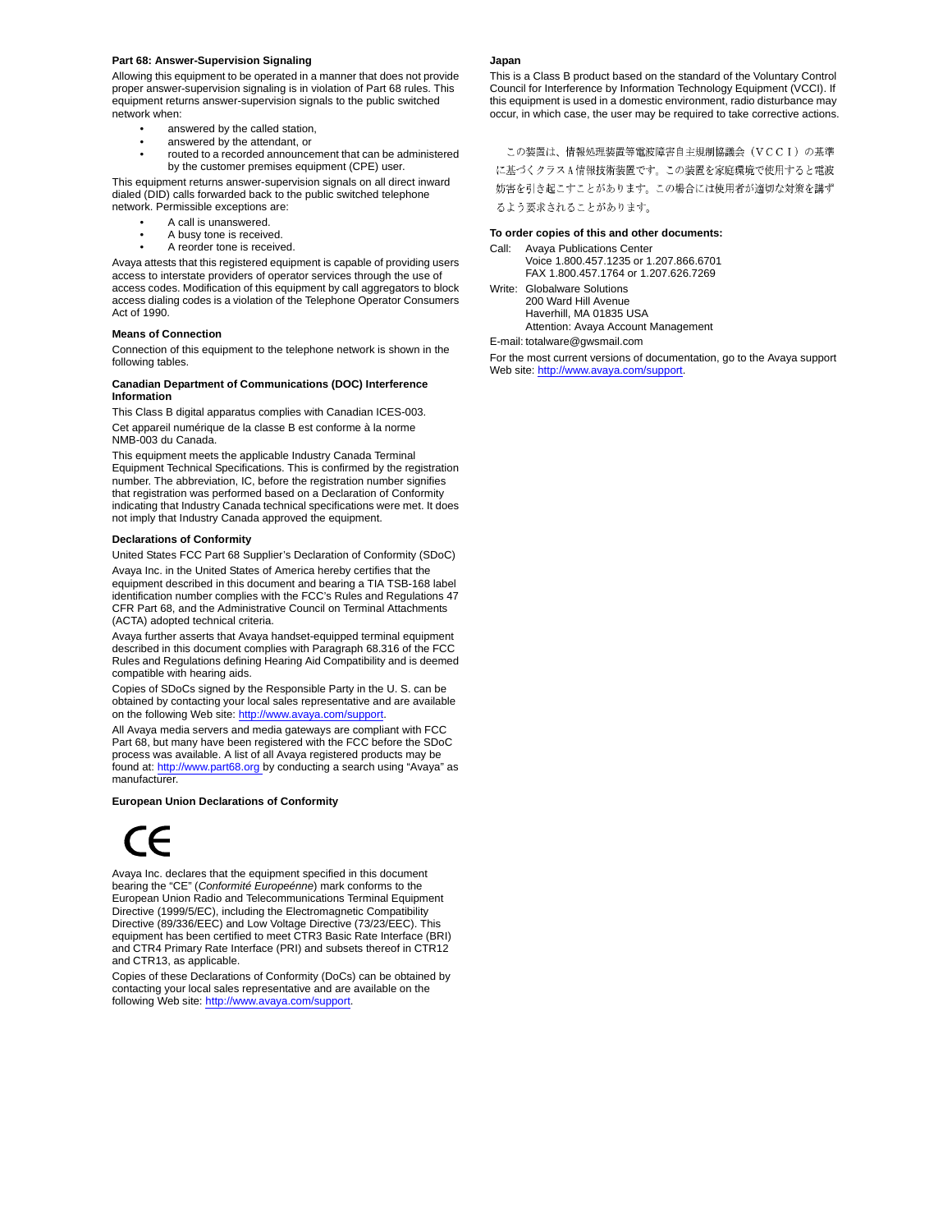### Part 68: Answer-Supervision Signaling

Allowing this equipment to be operated in a manner that does not provide proper answer-supervision signaling is in violation of Part 68 rules. This equipment returns answer-supervision signals to the public switched network when:

- answered by the called station,
- answered by the attendant, or
- routed to a recorded announcement that can be administered by the customer premises equipment (CPE) user.

This equipment returns answer-supervision signals on all direct inward dialed (DID) calls forwarded back to the public switched telephone network. Permissible exceptions are:

- A call is unanswered.
- A busy tone is received.
- A reorder tone is received.

Avaya attests that this registered equipment is capable of providing users access to interstate providers of operator services through the use of access codes. Modification of this equipment by call aggregators to block access dialing codes is a violation of the Telephone Operator Consumers Act of 1990.

### Means of Connection

Connection of this equipment to the telephone network is shown in the following tables.

### Canadian Department of Communications (DOC) Interference Information

This Class B digital apparatus complies with Canadian ICES-003.

Cet appareil numérique de la classe B est conforme à la norme NMB-003 du Canada.

This equipment meets the applicable Industry Canada Terminal Equipment Technical Specifications. This is confirmed by the registration number. The abbreviation, IC, before the registration number signifies that registration was performed based on a Declaration of Conformity indicating that Industry Canada technical specifications were met. It does not imply that Industry Canada approved the equipment.

### Declarations of Conformity

United States FCC Part 68 Supplier's Declaration of Conformity (SDoC)

Avaya Inc. in the United States of America hereby certifies that the equipment described in this document and bearing a TIA TSB-168 label identification number complies with the FCC's Rules and Regulations 47 CFR Part 68, and the Administrative Council on Terminal Attachments (ACTA) adopted technical criteria.

Avaya further asserts that Avaya handset-equipped terminal equipment described in this document complies with Paragraph 68.316 of the FCC Rules and Regulations defining Hearing Aid Compatibility and is deemed compatible with hearing aids.

Copies of SDoCs signed by the Responsible Party in the U. S. can be obtained by contacting your local sales representative and are available on the following Web site: http://www.avaya.com/support.

All Avaya media servers and media gateways are compliant with FCC Part 68, but many have been registered with the FCC before the SDoC process was available. A list of all Avaya registered products may be found at: http://www.part68.org by conducting a search using "Avaya" as manufacturer.

### European Union Declarations of Conformity

CE

Avaya Inc. declares that the equipment specified in this document bearing the "CE" (*Conformité Europeénne*) mark conforms to the European Union Radio and Telecommunications Terminal Equipment Directive (1999/5/EC), including the Electromagnetic Compatibility Directive (89/336/EEC) and Low Voltage Directive (73/23/EEC). This equipment has been certified to meet CTR3 Basic Rate Interface (BRI) and CTR4 Primary Rate Interface (PRI) and subsets thereof in CTR12 and CTR13, as applicable.

Copies of these Declarations of Conformity (DoCs) can be obtained by contacting your local sales representative and are available on the following Web site: http://www.avaya.com/support.

### Japan

This is a Class B product based on the standard of the Voluntary Control Council for Interference by Information Technology Equipment (VCCI). If this equipment is used in a domestic environment, radio disturbance may occur, in which case, the user may be required to take corrective actions.

この装置は、情報処理装置等電波障害自主規制協議会（ＶＣＣＩ）の基準に基づくクラスＡ情報技術装置です。この装置を家庭環境で使用すると電波妨害を引き起こすことがあります。この場合には使用者が適切な対策を講ずるよう要求されることがあります。

### To order copies of this and other documents:

Call: Avaya Publications Center
Voice 1.800.457.1235 or 1.207.866.6701
FAX 1.800.457.1764 or 1.207.626.7269

Write: Globalware Solutions
200 Ward Hill Avenue
Haverhill, MA 01835 USA
Attention: Avaya Account Management

E-mail: totalware@gwsmail.com

For the most current versions of documentation, go to the Avaya support Web site: http://www.avaya.com/support.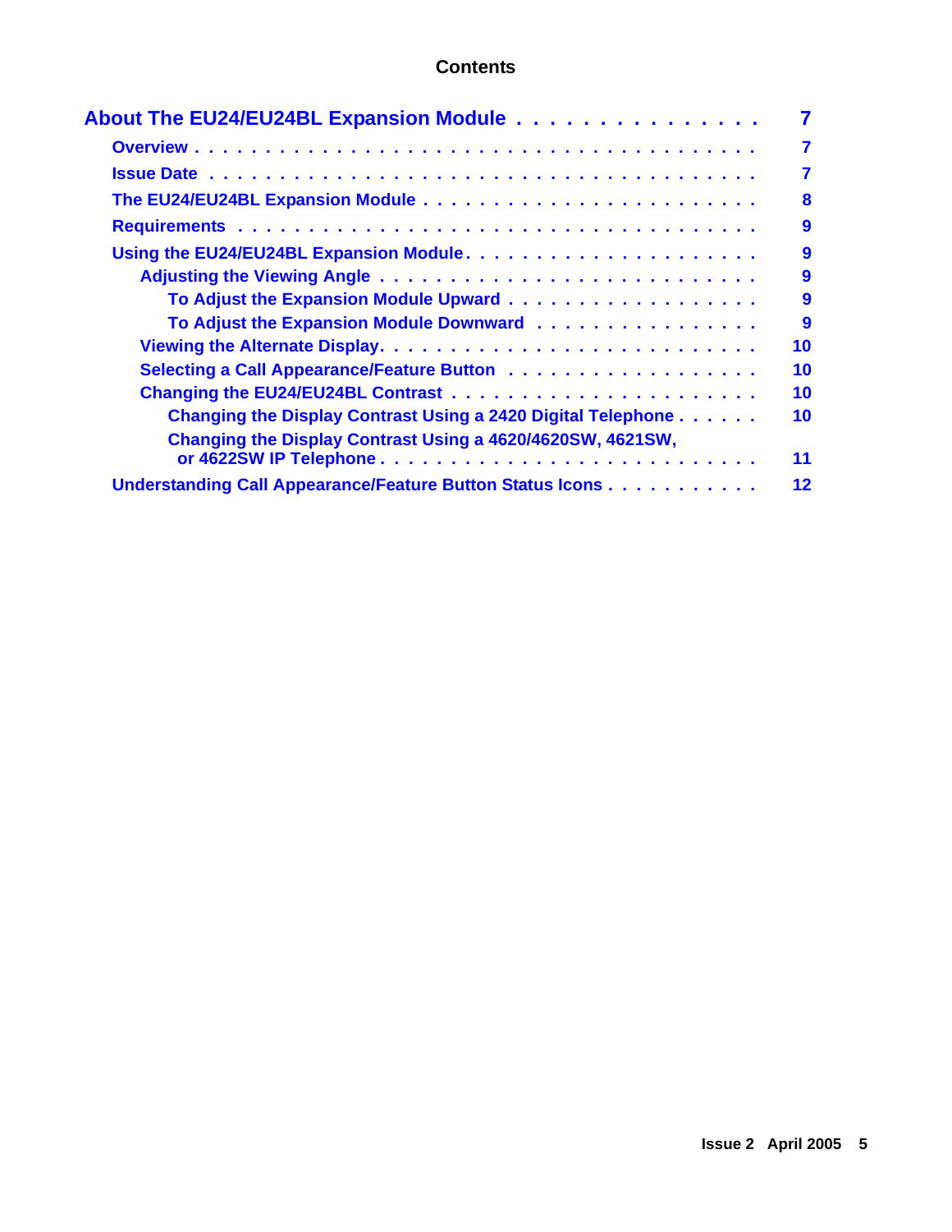# Contents

- **About The EU24/EU24BL Expansion Module** . . . . . . . . . . . . . . . . 7
  - **Overview** . . . . . . . . . . . . . . . . . . . . . . . . . . . . . . . . . . . . 7
  - **Issue Date** . . . . . . . . . . . . . . . . . . . . . . . . . . . . . . . . . . . 7
  - **The EU24/EU24BL Expansion Module** . . . . . . . . . . . . . . . . . . . . . . 8
  - **Requirements** . . . . . . . . . . . . . . . . . . . . . . . . . . . . . . . . . 9
  - **Using the EU24/EU24BL Expansion Module** . . . . . . . . . . . . . . . . . . . 9
    - **Adjusting the Viewing Angle** . . . . . . . . . . . . . . . . . . . . . . . 9
      - **To Adjust the Expansion Module Upward** . . . . . . . . . . . . . . . . 9
      - **To Adjust the Expansion Module Downward** . . . . . . . . . . . . . . . 9
    - **Viewing the Alternate Display** . . . . . . . . . . . . . . . . . . . . . . 10
    - **Selecting a Call Appearance/Feature Button** . . . . . . . . . . . . . . . . 10
    - **Changing the EU24/EU24BL Contrast** . . . . . . . . . . . . . . . . . . . . 10
      - **Changing the Display Contrast Using a 2420 Digital Telephone** . . . . . . 10
      - **Changing the Display Contrast Using a 4620/4620SW, 4621SW, or 4622SW IP Telephone** . . . . . . . . . . . . . . . . . . . . . . . . 11
  - **Understanding Call Appearance/Feature Button Status Icons** . . . . . . . . . . 12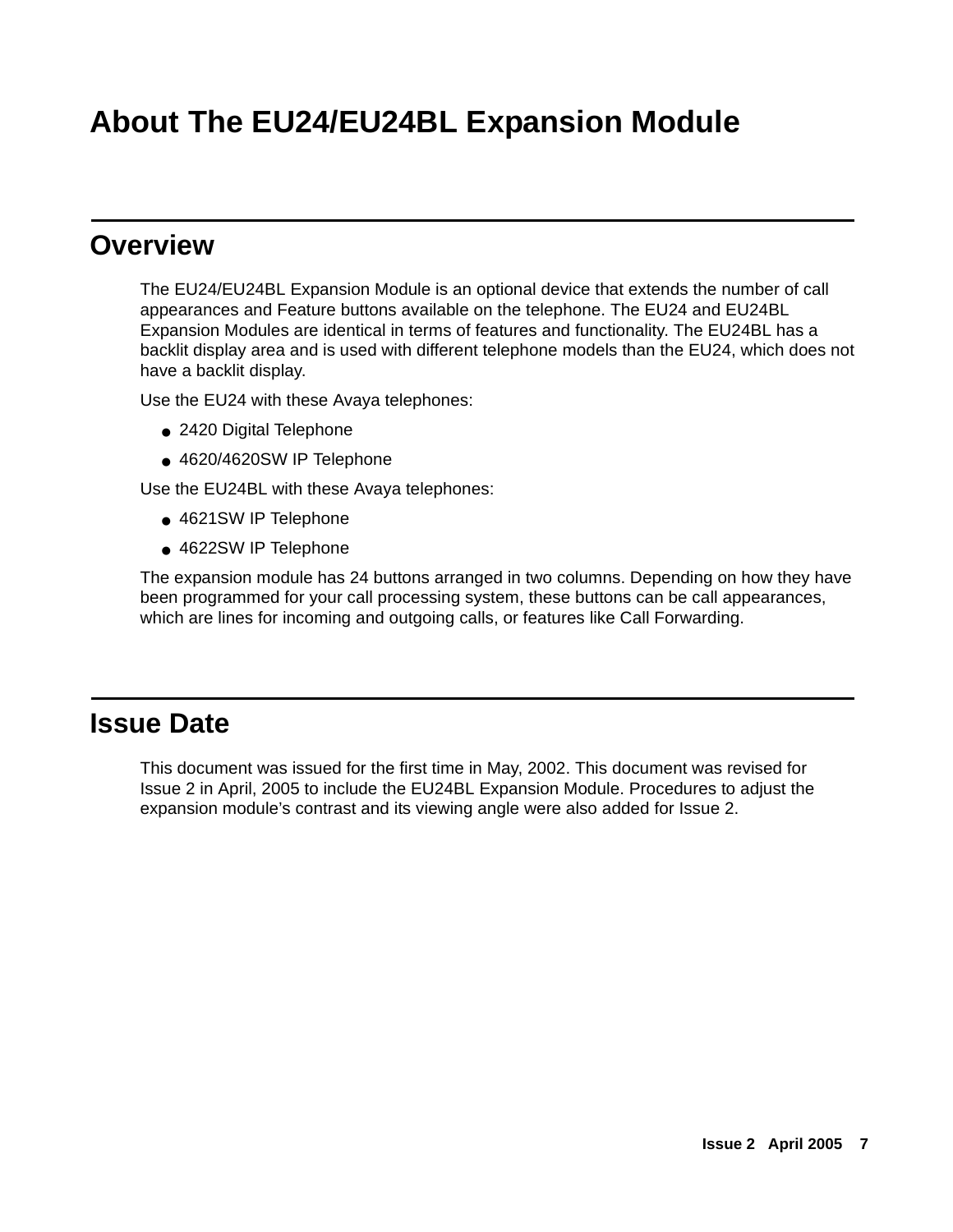# About The EU24/EU24BL Expansion Module

## Overview

The EU24/EU24BL Expansion Module is an optional device that extends the number of call appearances and Feature buttons available on the telephone. The EU24 and EU24BL Expansion Modules are identical in terms of features and functionality. The EU24BL has a backlit display area and is used with different telephone models than the EU24, which does not have a backlit display.

Use the EU24 with these Avaya telephones:

- 2420 Digital Telephone
- 4620/4620SW IP Telephone

Use the EU24BL with these Avaya telephones:

- 4621SW IP Telephone
- 4622SW IP Telephone

The expansion module has 24 buttons arranged in two columns. Depending on how they have been programmed for your call processing system, these buttons can be call appearances, which are lines for incoming and outgoing calls, or features like Call Forwarding.

## Issue Date

This document was issued for the first time in May, 2002. This document was revised for Issue 2 in April, 2005 to include the EU24BL Expansion Module. Procedures to adjust the expansion module's contrast and its viewing angle were also added for Issue 2.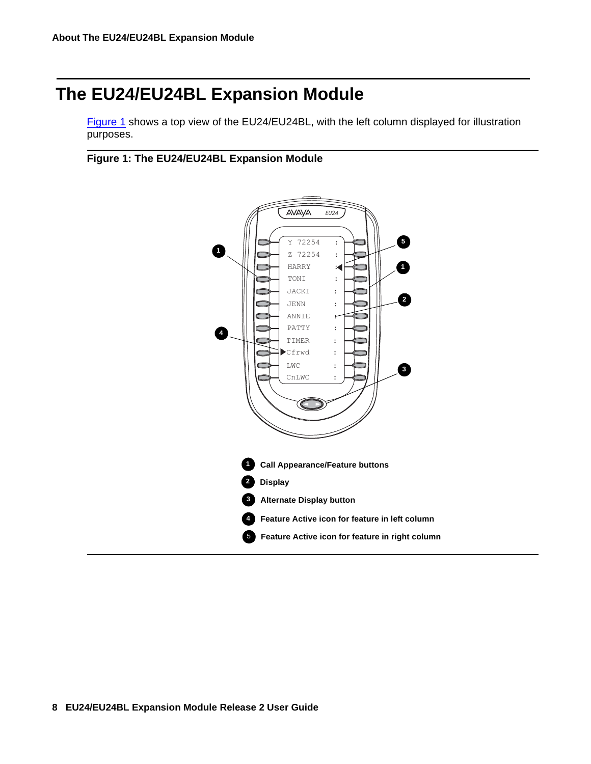# The EU24/EU24BL Expansion Module

Figure 1 shows a top view of the EU24/EU24BL, with the left column displayed for illustration purposes.

**Figure 1: The EU24/EU24BL Expansion Module**

1. **Call Appearance/Feature buttons**
2. **Display**
3. **Alternate Display button**
4. **Feature Active icon for feature in left column**
5. **Feature Active icon for feature in right column**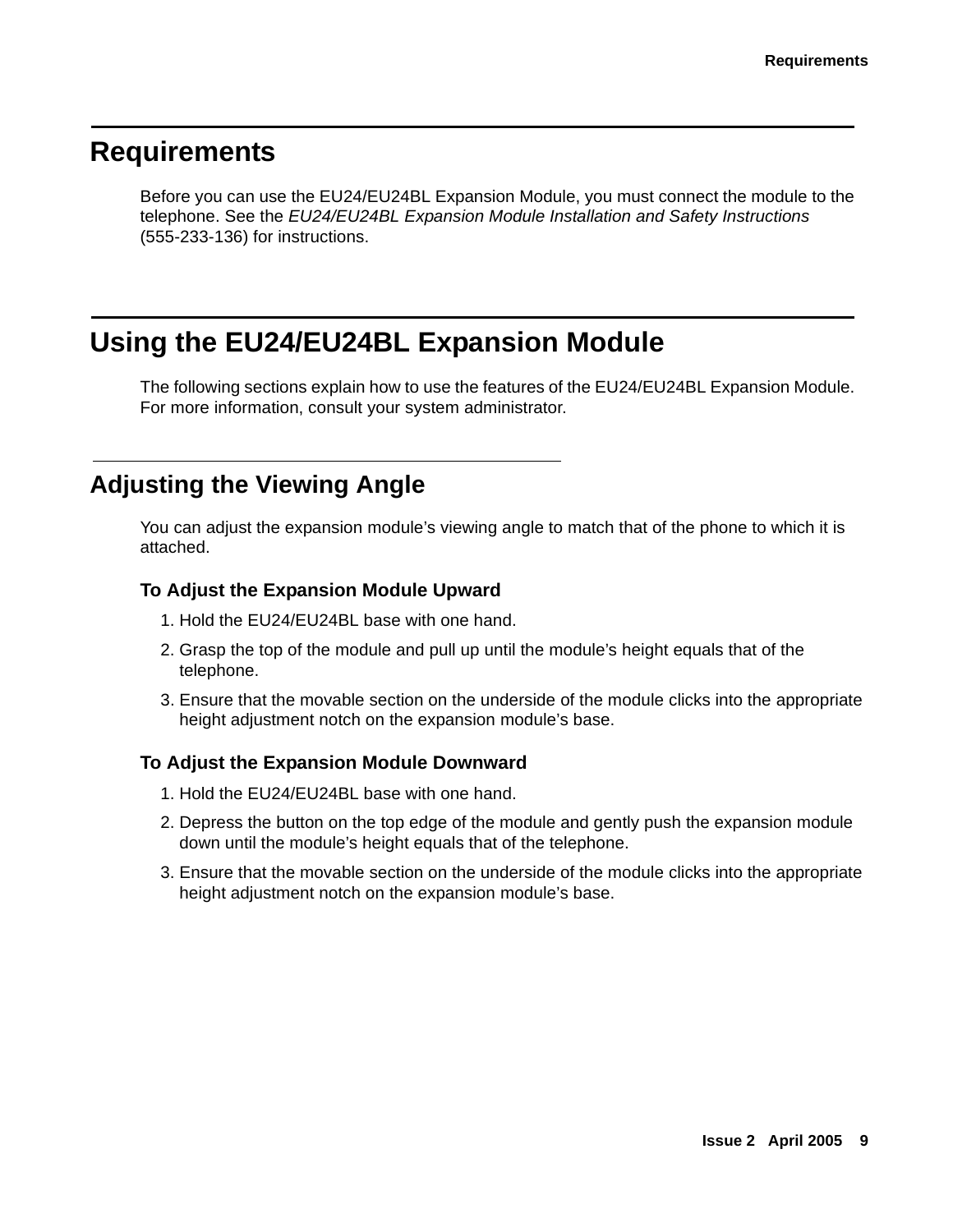# Requirements

Before you can use the EU24/EU24BL Expansion Module, you must connect the module to the telephone. See the *EU24/EU24BL Expansion Module Installation and Safety Instructions* (555-233-136) for instructions.

# Using the EU24/EU24BL Expansion Module

The following sections explain how to use the features of the EU24/EU24BL Expansion Module. For more information, consult your system administrator.

## Adjusting the Viewing Angle

You can adjust the expansion module's viewing angle to match that of the phone to which it is attached.

### To Adjust the Expansion Module Upward

1. Hold the EU24/EU24BL base with one hand.
2. Grasp the top of the module and pull up until the module's height equals that of the telephone.
3. Ensure that the movable section on the underside of the module clicks into the appropriate height adjustment notch on the expansion module's base.

### To Adjust the Expansion Module Downward

1. Hold the EU24/EU24BL base with one hand.
2. Depress the button on the top edge of the module and gently push the expansion module down until the module's height equals that of the telephone.
3. Ensure that the movable section on the underside of the module clicks into the appropriate height adjustment notch on the expansion module's base.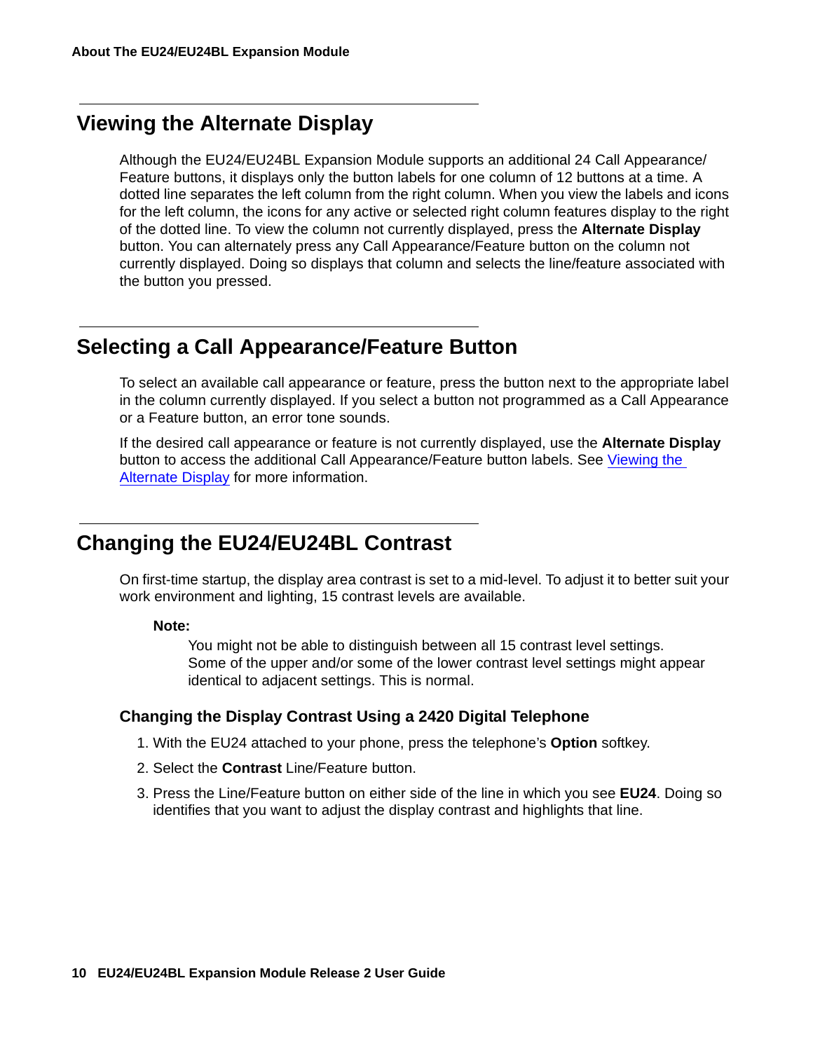## Viewing the Alternate Display

Although the EU24/EU24BL Expansion Module supports an additional 24 Call Appearance/Feature buttons, it displays only the button labels for one column of 12 buttons at a time. A dotted line separates the left column from the right column. When you view the labels and icons for the left column, the icons for any active or selected right column features display to the right of the dotted line. To view the column not currently displayed, press the **Alternate Display** button. You can alternately press any Call Appearance/Feature button on the column not currently displayed. Doing so displays that column and selects the line/feature associated with the button you pressed.

## Selecting a Call Appearance/Feature Button

To select an available call appearance or feature, press the button next to the appropriate label in the column currently displayed. If you select a button not programmed as a Call Appearance or a Feature button, an error tone sounds.

If the desired call appearance or feature is not currently displayed, use the **Alternate Display** button to access the additional Call Appearance/Feature button labels. See [Viewing the Alternate Display](#viewing-the-alternate-display) for more information.

## Changing the EU24/EU24BL Contrast

On first-time startup, the display area contrast is set to a mid-level. To adjust it to better suit your work environment and lighting, 15 contrast levels are available.

**Note:**

> You might not be able to distinguish between all 15 contrast level settings. Some of the upper and/or some of the lower contrast level settings might appear identical to adjacent settings. This is normal.

### Changing the Display Contrast Using a 2420 Digital Telephone

1. With the EU24 attached to your phone, press the telephone's **Option** softkey.
2. Select the **Contrast** Line/Feature button.
3. Press the Line/Feature button on either side of the line in which you see **EU24**. Doing so identifies that you want to adjust the display contrast and highlights that line.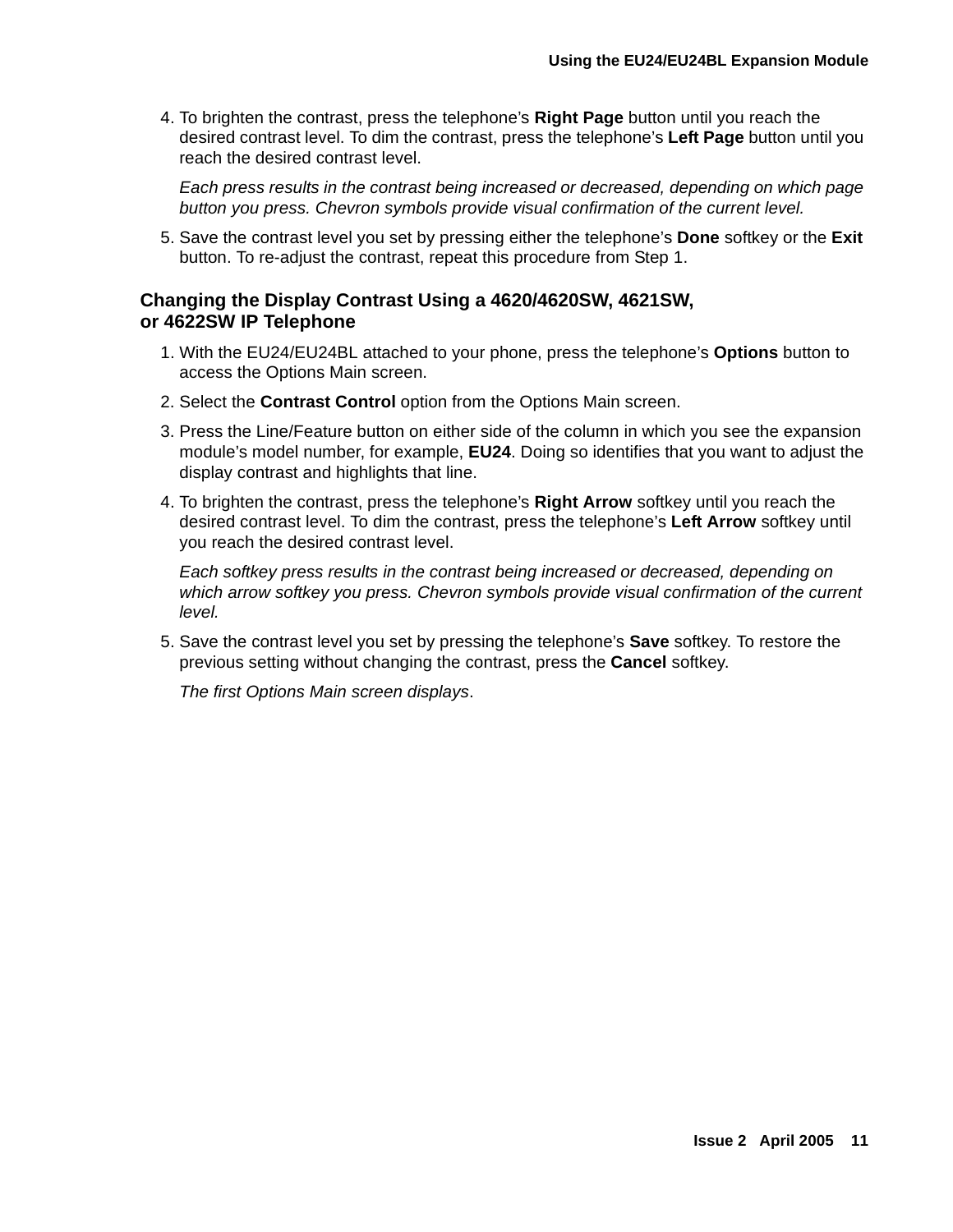4. To brighten the contrast, press the telephone's **Right Page** button until you reach the desired contrast level. To dim the contrast, press the telephone's **Left Page** button until you reach the desired contrast level.

   *Each press results in the contrast being increased or decreased, depending on which page button you press. Chevron symbols provide visual confirmation of the current level.*

5. Save the contrast level you set by pressing either the telephone's **Done** softkey or the **Exit** button. To re-adjust the contrast, repeat this procedure from Step 1.

### Changing the Display Contrast Using a 4620/4620SW, 4621SW, or 4622SW IP Telephone

1. With the EU24/EU24BL attached to your phone, press the telephone's **Options** button to access the Options Main screen.
2. Select the **Contrast Control** option from the Options Main screen.
3. Press the Line/Feature button on either side of the column in which you see the expansion module's model number, for example, **EU24**. Doing so identifies that you want to adjust the display contrast and highlights that line.
4. To brighten the contrast, press the telephone's **Right Arrow** softkey until you reach the desired contrast level. To dim the contrast, press the telephone's **Left Arrow** softkey until you reach the desired contrast level.

   *Each softkey press results in the contrast being increased or decreased, depending on which arrow softkey you press. Chevron symbols provide visual confirmation of the current level.*

5. Save the contrast level you set by pressing the telephone's **Save** softkey. To restore the previous setting without changing the contrast, press the **Cancel** softkey.

   *The first Options Main screen displays*.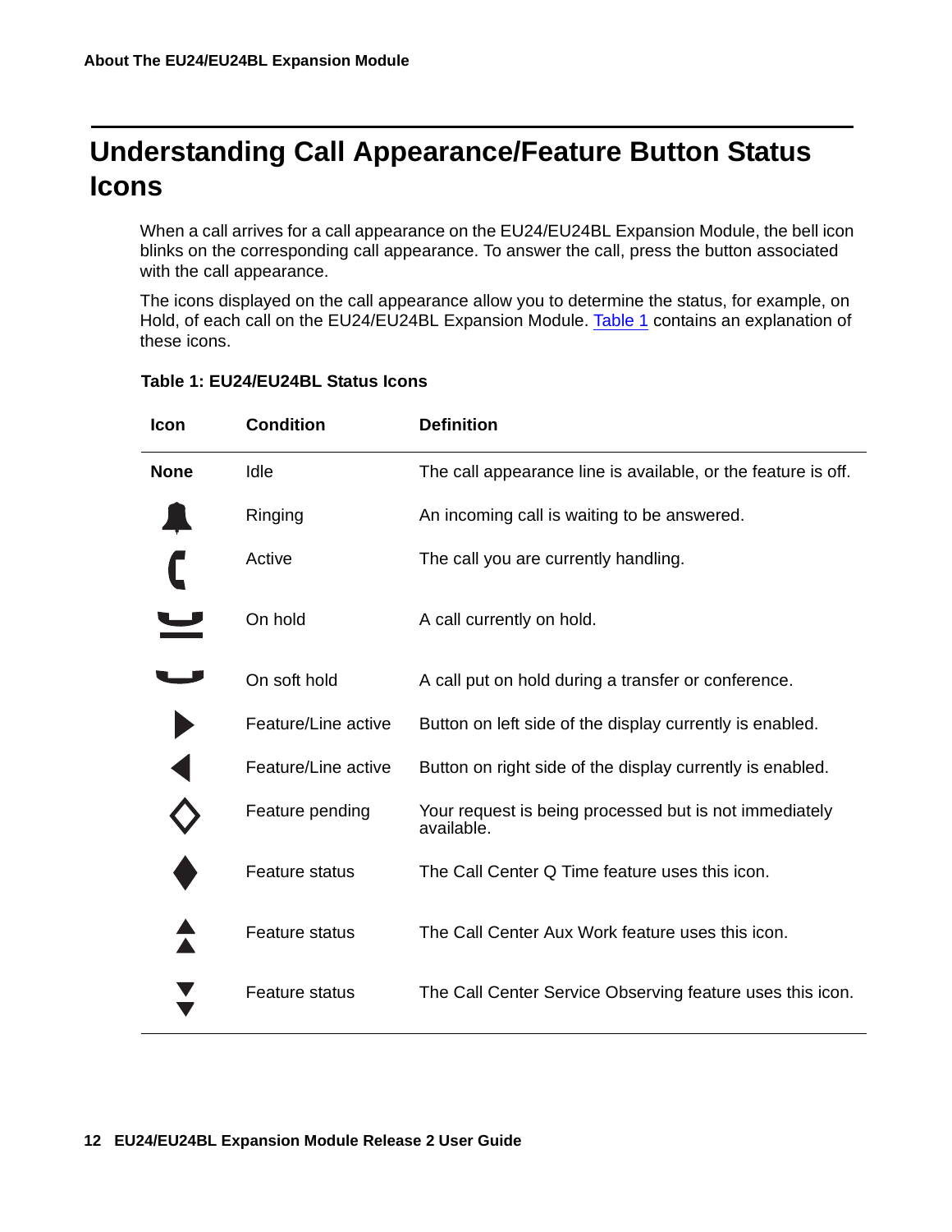# Understanding Call Appearance/Feature Button Status Icons

When a call arrives for a call appearance on the EU24/EU24BL Expansion Module, the bell icon blinks on the corresponding call appearance. To answer the call, press the button associated with the call appearance.

The icons displayed on the call appearance allow you to determine the status, for example, on Hold, of each call on the EU24/EU24BL Expansion Module. Table 1 contains an explanation of these icons.

**Table 1: EU24/EU24BL Status Icons**

| Icon | Condition | Definition |
|---|---|---|
| **None** | Idle | The call appearance line is available, or the feature is off. |
| | Ringing | An incoming call is waiting to be answered. |
| | Active | The call you are currently handling. |
| | On hold | A call currently on hold. |
| | On soft hold | A call put on hold during a transfer or conference. |
| ▶ | Feature/Line active | Button on left side of the display currently is enabled. |
| ◀ | Feature/Line active | Button on right side of the display currently is enabled. |
| ◇ | Feature pending | Your request is being processed but is not immediately available. |
| ◆ | Feature status | The Call Center Q Time feature uses this icon. |
| ▲▲ | Feature status | The Call Center Aux Work feature uses this icon. |
| ▼▼ | Feature status | The Call Center Service Observing feature uses this icon. |